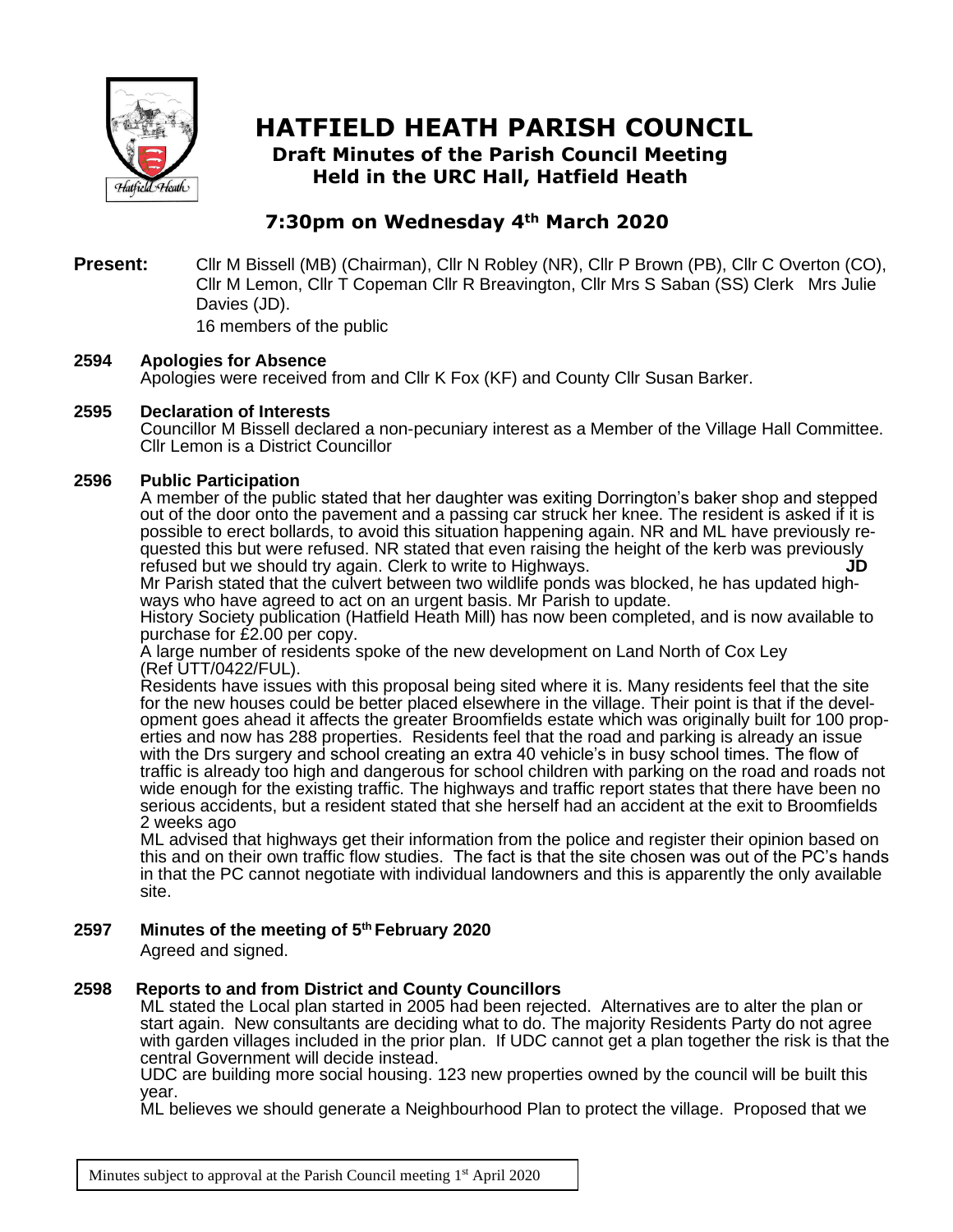# HATFIELD HEATH PARISH COUNCIL

## Draft Minutes of the Parish Council Meeting Held in the URC Hall, Hatfield Heath

## 7:30pm on Wednesday 4th March 2020

**Present:** Cllr M Bissell (MB) (Chairman), Cllr N Robley (NR), Cllr P Brown (PB), Cllr C Overton (CO), Cllr M Lemon, Cllr T Copeman Cllr R Breavington, Cllr Mrs S Saban (SS) Clerk Mrs Julie Davies (JD).
16 members of the public

**2594 Apologies for Absence**

Apologies were received from and Cllr K Fox (KF) and County Cllr Susan Barker.

**2595 Declaration of Interests**

Councillor M Bissell declared a non-pecuniary interest as a Member of the Village Hall Committee. Cllr Lemon is a District Councillor

**2596 Public Participation**

A member of the public stated that her daughter was exiting Dorrington's baker shop and stepped out of the door onto the pavement and a passing car struck her knee. The resident is asked if it is possible to erect bollards, to avoid this situation happening again. NR and ML have previously requested this but were refused. NR stated that even raising the height of the kerb was previously refused but we should try again. Clerk to write to Highways. **JD**

Mr Parish stated that the culvert between two wildlife ponds was blocked, he has updated highways who have agreed to act on an urgent basis. Mr Parish to update.

History Society publication (Hatfield Heath Mill) has now been completed, and is now available to purchase for £2.00 per copy.

A large number of residents spoke of the new development on Land North of Cox Ley (Ref UTT/0422/FUL).

Residents have issues with this proposal being sited where it is. Many residents feel that the site for the new houses could be better placed elsewhere in the village. Their point is that if the development goes ahead it affects the greater Broomfields estate which was originally built for 100 properties and now has 288 properties. Residents feel that the road and parking is already an issue with the Drs surgery and school creating an extra 40 vehicle's in busy school times. The flow of traffic is already too high and dangerous for school children with parking on the road and roads not wide enough for the existing traffic. The highways and traffic report states that there have been no serious accidents, but a resident stated that she herself had an accident at the exit to Broomfields 2 weeks ago

ML advised that highways get their information from the police and register their opinion based on this and on their own traffic flow studies. The fact is that the site chosen was out of the PC's hands in that the PC cannot negotiate with individual landowners and this is apparently the only available site.

**2597 Minutes of the meeting of 5th February 2020**

Agreed and signed.

**2598 Reports to and from District and County Councillors**

ML stated the Local plan started in 2005 had been rejected. Alternatives are to alter the plan or start again. New consultants are deciding what to do. The majority Residents Party do not agree with garden villages included in the prior plan. If UDC cannot get a plan together the risk is that the central Government will decide instead.

UDC are building more social housing. 123 new properties owned by the council will be built this year.

ML believes we should generate a Neighbourhood Plan to protect the village. Proposed that we

Minutes subject to approval at the Parish Council meeting 1st April 2020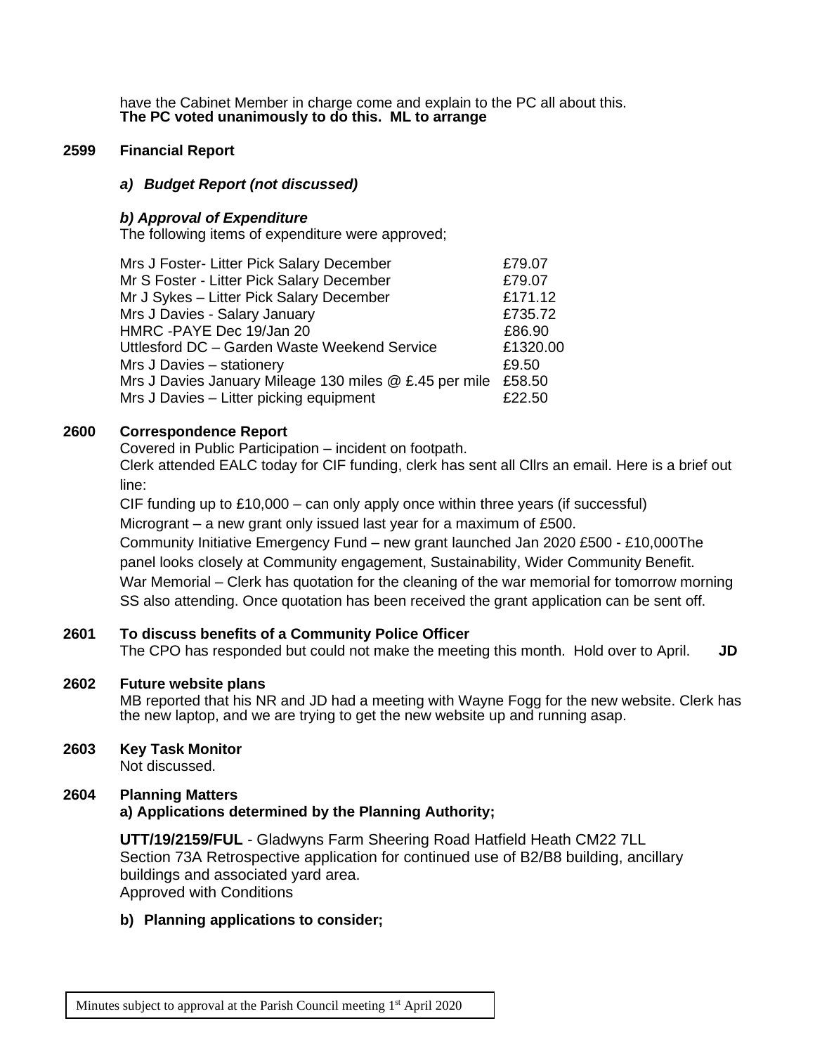have the Cabinet Member in charge come and explain to the PC all about this.
**The PC voted unanimously to do this. ML to arrange**

**2599 Financial Report**

***a) Budget Report (not discussed)***

***b) Approval of Expenditure***

The following items of expenditure were approved;

| | |
|---|---|
| Mrs J Foster- Litter Pick Salary December | £79.07 |
| Mr S Foster - Litter Pick Salary December | £79.07 |
| Mr J Sykes – Litter Pick Salary December | £171.12 |
| Mrs J Davies - Salary January | £735.72 |
| HMRC -PAYE Dec 19/Jan 20 | £86.90 |
| Uttlesford DC – Garden Waste Weekend Service | £1320.00 |
| Mrs J Davies – stationery | £9.50 |
| Mrs J Davies January Mileage 130 miles @ £.45 per mile | £58.50 |
| Mrs J Davies – Litter picking equipment | £22.50 |

**2600 Correspondence Report**

Covered in Public Participation – incident on footpath.

Clerk attended EALC today for CIF funding, clerk has sent all Cllrs an email. Here is a brief out line:

CIF funding up to £10,000 – can only apply once within three years (if successful)

Microgrant – a new grant only issued last year for a maximum of £500.

Community Initiative Emergency Fund – new grant launched Jan 2020 £500 - £10,000The panel looks closely at Community engagement, Sustainability, Wider Community Benefit.

War Memorial – Clerk has quotation for the cleaning of the war memorial for tomorrow morning SS also attending. Once quotation has been received the grant application can be sent off.

**2601 To discuss benefits of a Community Police Officer**

The CPO has responded but could not make the meeting this month. Hold over to April. **JD**

**2602 Future website plans**

MB reported that his NR and JD had a meeting with Wayne Fogg for the new website. Clerk has the new laptop, and we are trying to get the new website up and running asap.

**2603 Key Task Monitor**

Not discussed.

**2604 Planning Matters**

**a) Applications determined by the Planning Authority;**

**UTT/19/2159/FUL** - Gladwyns Farm Sheering Road Hatfield Heath CM22 7LL
Section 73A Retrospective application for continued use of B2/B8 building, ancillary buildings and associated yard area.
Approved with Conditions

**b) Planning applications to consider;**

Minutes subject to approval at the Parish Council meeting 1st April 2020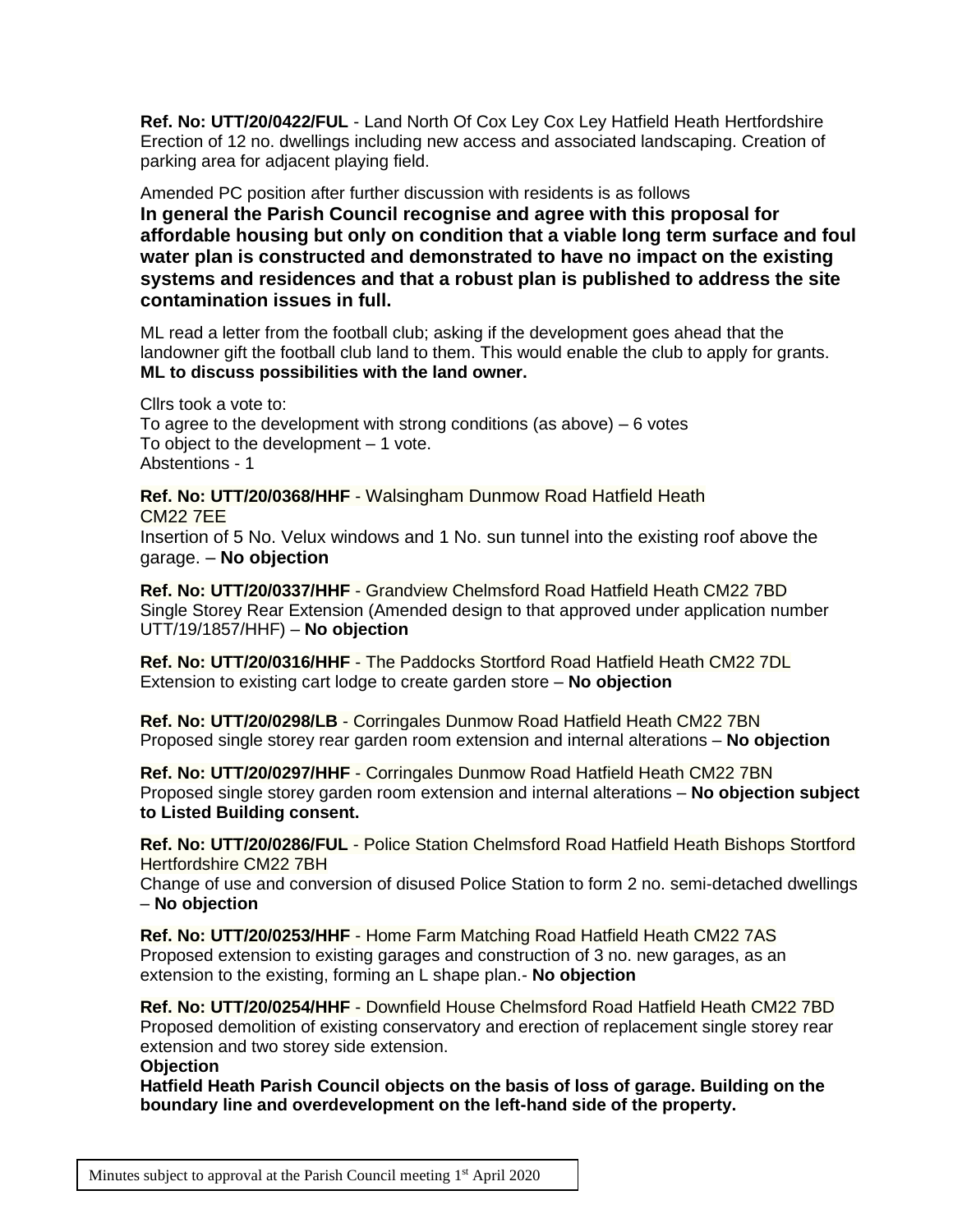**Ref. No: UTT/20/0422/FUL** - Land North Of Cox Ley Cox Ley Hatfield Heath Hertfordshire Erection of 12 no. dwellings including new access and associated landscaping. Creation of parking area for adjacent playing field.

Amended PC position after further discussion with residents is as follows
**In general the Parish Council recognise and agree with this proposal for affordable housing but only on condition that a viable long term surface and foul water plan is constructed and demonstrated to have no impact on the existing systems and residences and that a robust plan is published to address the site contamination issues in full.**

ML read a letter from the football club; asking if the development goes ahead that the landowner gift the football club land to them. This would enable the club to apply for grants. **ML to discuss possibilities with the land owner.**

Cllrs took a vote to:
To agree to the development with strong conditions (as above) – 6 votes
To object to the development – 1 vote.
Abstentions - 1

**Ref. No: UTT/20/0368/HHF** - Walsingham Dunmow Road Hatfield Heath CM22 7EE
Insertion of 5 No. Velux windows and 1 No. sun tunnel into the existing roof above the garage. – **No objection**

**Ref. No: UTT/20/0337/HHF** - Grandview Chelmsford Road Hatfield Heath CM22 7BD
Single Storey Rear Extension (Amended design to that approved under application number UTT/19/1857/HHF) – **No objection**

**Ref. No: UTT/20/0316/HHF** - The Paddocks Stortford Road Hatfield Heath CM22 7DL
Extension to existing cart lodge to create garden store – **No objection**

**Ref. No: UTT/20/0298/LB** - Corringales Dunmow Road Hatfield Heath CM22 7BN
Proposed single storey rear garden room extension and internal alterations – **No objection**

**Ref. No: UTT/20/0297/HHF** - Corringales Dunmow Road Hatfield Heath CM22 7BN
Proposed single storey garden room extension and internal alterations – **No objection subject to Listed Building consent.**

**Ref. No: UTT/20/0286/FUL** - Police Station Chelmsford Road Hatfield Heath Bishops Stortford Hertfordshire CM22 7BH
Change of use and conversion of disused Police Station to form 2 no. semi-detached dwellings – **No objection**

**Ref. No: UTT/20/0253/HHF** - Home Farm Matching Road Hatfield Heath CM22 7AS
Proposed extension to existing garages and construction of 3 no. new garages, as an extension to the existing, forming an L shape plan.- **No objection**

**Ref. No: UTT/20/0254/HHF** - Downfield House Chelmsford Road Hatfield Heath CM22 7BD
Proposed demolition of existing conservatory and erection of replacement single storey rear extension and two storey side extension.
**Objection**
**Hatfield Heath Parish Council objects on the basis of loss of garage. Building on the boundary line and overdevelopment on the left-hand side of the property.**

Minutes subject to approval at the Parish Council meeting 1st April 2020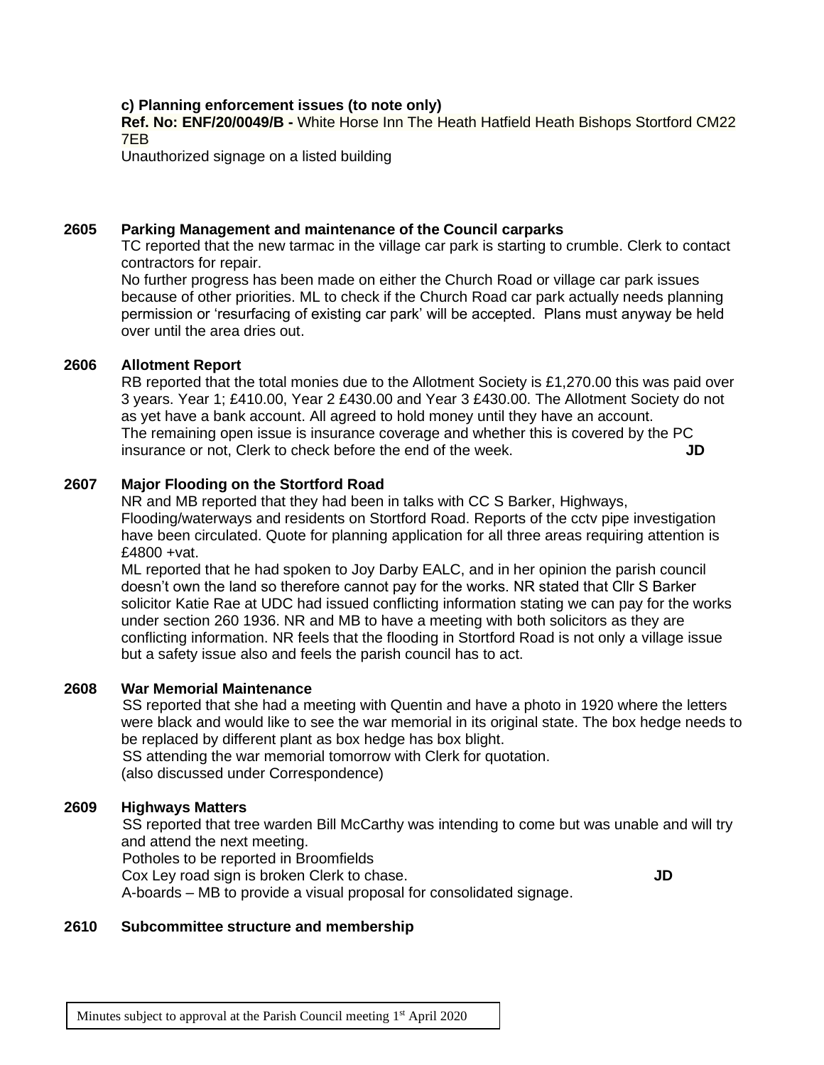**c) Planning enforcement issues (to note only)**

**Ref. No: ENF/20/0049/B -** White Horse Inn The Heath Hatfield Heath Bishops Stortford CM22 7EB

Unauthorized signage on a listed building

**2605 Parking Management and maintenance of the Council carparks**

TC reported that the new tarmac in the village car park is starting to crumble. Clerk to contact contractors for repair.

No further progress has been made on either the Church Road or village car park issues because of other priorities. ML to check if the Church Road car park actually needs planning permission or 'resurfacing of existing car park' will be accepted. Plans must anyway be held over until the area dries out.

**2606 Allotment Report**

RB reported that the total monies due to the Allotment Society is £1,270.00 this was paid over 3 years. Year 1; £410.00, Year 2 £430.00 and Year 3 £430.00. The Allotment Society do not as yet have a bank account. All agreed to hold money until they have an account.

The remaining open issue is insurance coverage and whether this is covered by the PC insurance or not, Clerk to check before the end of the week. **JD**

**2607 Major Flooding on the Stortford Road**

NR and MB reported that they had been in talks with CC S Barker, Highways, Flooding/waterways and residents on Stortford Road. Reports of the cctv pipe investigation have been circulated. Quote for planning application for all three areas requiring attention is £4800 +vat.

ML reported that he had spoken to Joy Darby EALC, and in her opinion the parish council doesn't own the land so therefore cannot pay for the works. NR stated that Cllr S Barker solicitor Katie Rae at UDC had issued conflicting information stating we can pay for the works under section 260 1936. NR and MB to have a meeting with both solicitors as they are conflicting information. NR feels that the flooding in Stortford Road is not only a village issue but a safety issue also and feels the parish council has to act.

**2608 War Memorial Maintenance**

SS reported that she had a meeting with Quentin and have a photo in 1920 where the letters were black and would like to see the war memorial in its original state. The box hedge needs to be replaced by different plant as box hedge has box blight.

SS attending the war memorial tomorrow with Clerk for quotation.

(also discussed under Correspondence)

**2609 Highways Matters**

SS reported that tree warden Bill McCarthy was intending to come but was unable and will try and attend the next meeting.

Potholes to be reported in Broomfields

Cox Ley road sign is broken Clerk to chase. **JD**

A-boards – MB to provide a visual proposal for consolidated signage.

**2610 Subcommittee structure and membership**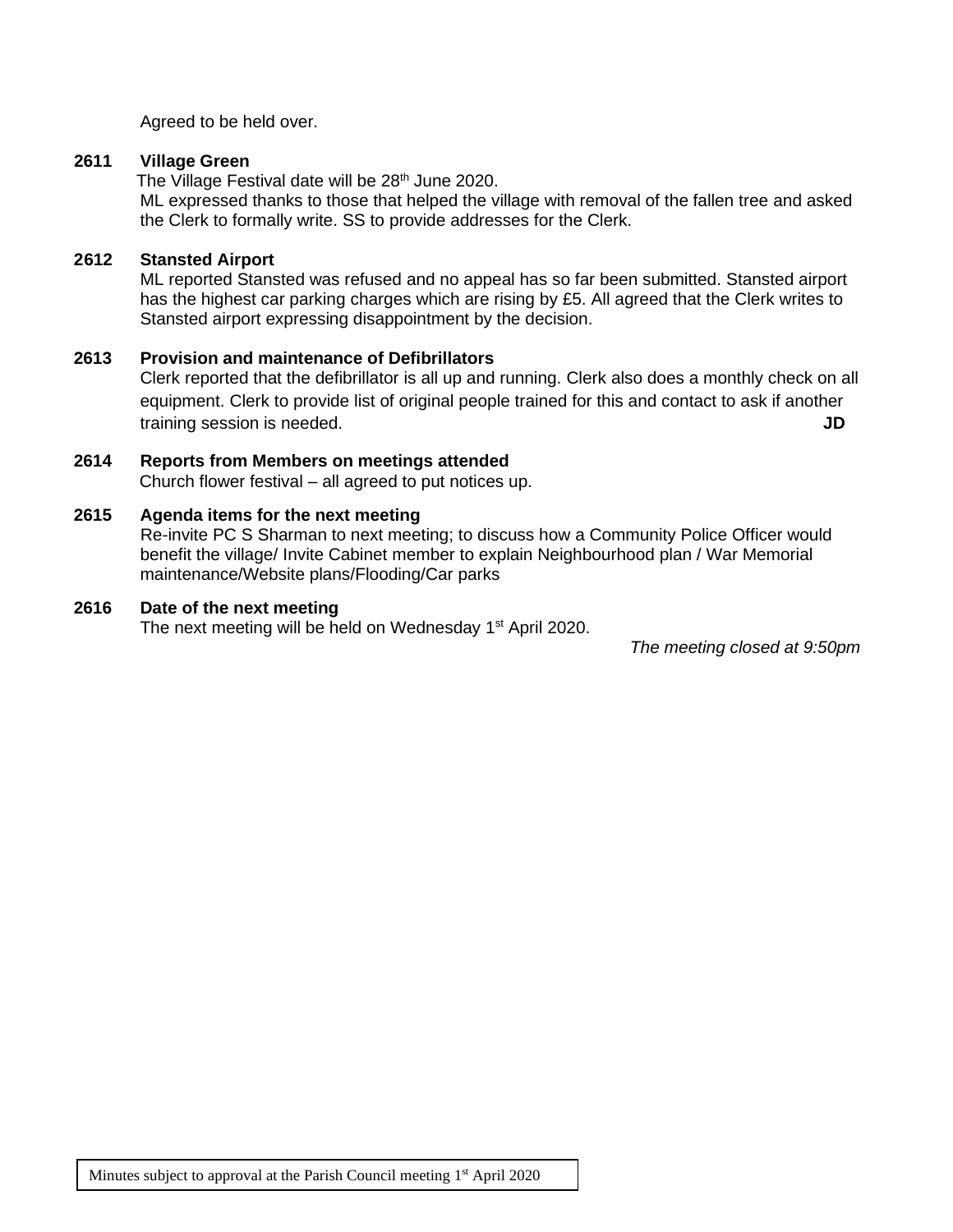Agreed to be held over.

**2611 Village Green**

The Village Festival date will be 28th June 2020.

ML expressed thanks to those that helped the village with removal of the fallen tree and asked the Clerk to formally write. SS to provide addresses for the Clerk.

**2612 Stansted Airport**

ML reported Stansted was refused and no appeal has so far been submitted. Stansted airport has the highest car parking charges which are rising by £5. All agreed that the Clerk writes to Stansted airport expressing disappointment by the decision.

**2613 Provision and maintenance of Defibrillators**

Clerk reported that the defibrillator is all up and running. Clerk also does a monthly check on all equipment. Clerk to provide list of original people trained for this and contact to ask if another training session is needed. **JD**

**2614 Reports from Members on meetings attended**

Church flower festival – all agreed to put notices up.

**2615 Agenda items for the next meeting**

Re-invite PC S Sharman to next meeting; to discuss how a Community Police Officer would benefit the village/ Invite Cabinet member to explain Neighbourhood plan / War Memorial maintenance/Website plans/Flooding/Car parks

**2616 Date of the next meeting**

The next meeting will be held on Wednesday 1st April 2020.

*The meeting closed at 9:50pm*

Minutes subject to approval at the Parish Council meeting 1st April 2020